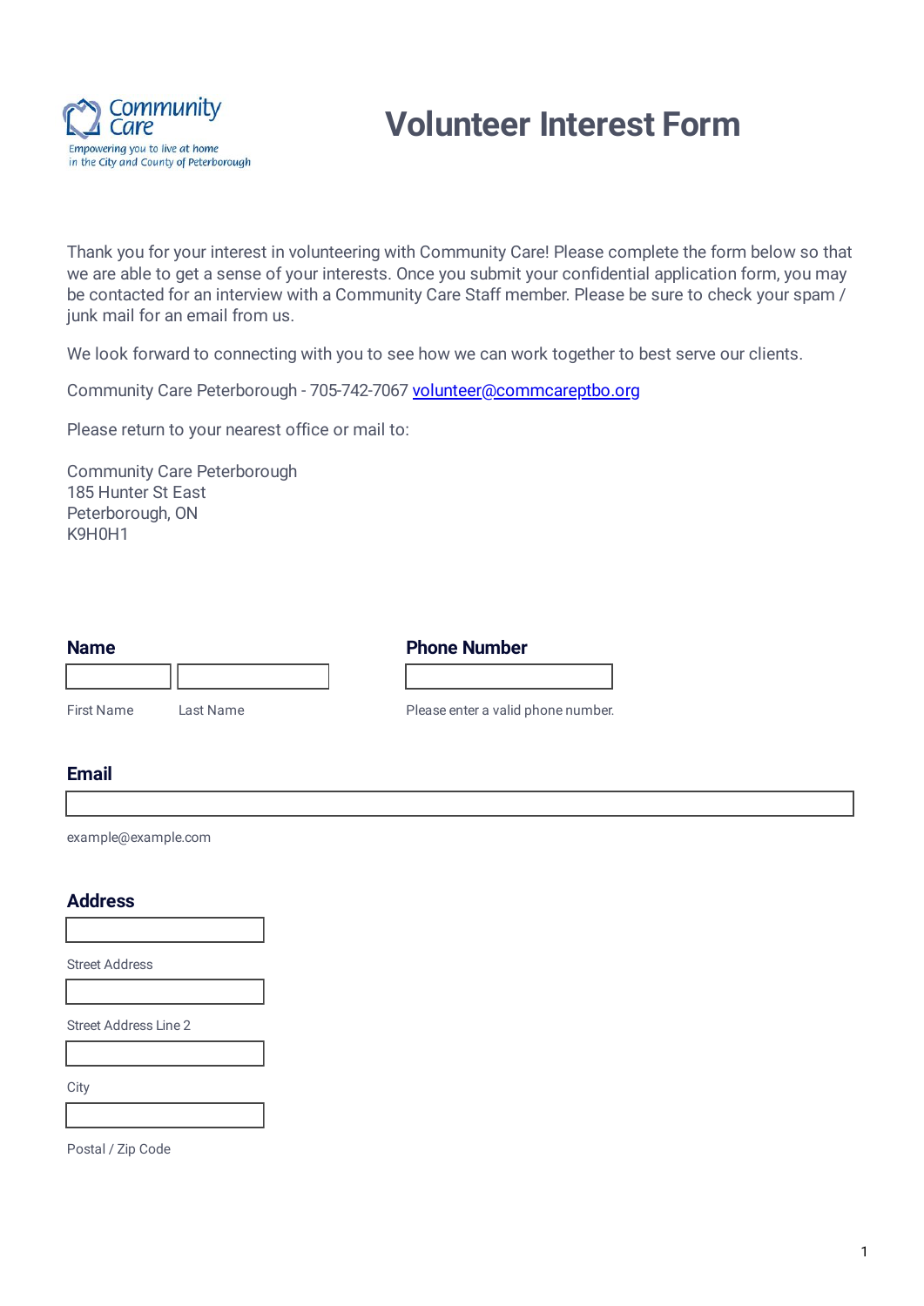Community Care

Empowering you to live at home in the City and County of Peterborough

# Volunteer Interest Form

Thank you for your interest in volunteering with Community Care! Please complete the form below so that we are able to get a sense of your interests. Once you submit your confidential application form, you may be contacted for an interview with a Community Care Staff member. Please be sure to check your spam / junk mail for an email from us.

We look forward to connecting with you to see how we can work together to best serve our clients.

Community Care Peterborough - 705-742-7067 [volunteer@commcareptbo.org](mailto:volunteer@commcareptbo.org)

Please return to your nearest office or mail to:

Community Care Peterborough
185 Hunter St East
Peterborough, ON
K9H0H1

**Name**

First Name

Last Name

**Phone Number**

Please enter a valid phone number.

**Email**

example@example.com

**Address**

Street Address

Street Address Line 2

City

Postal / Zip Code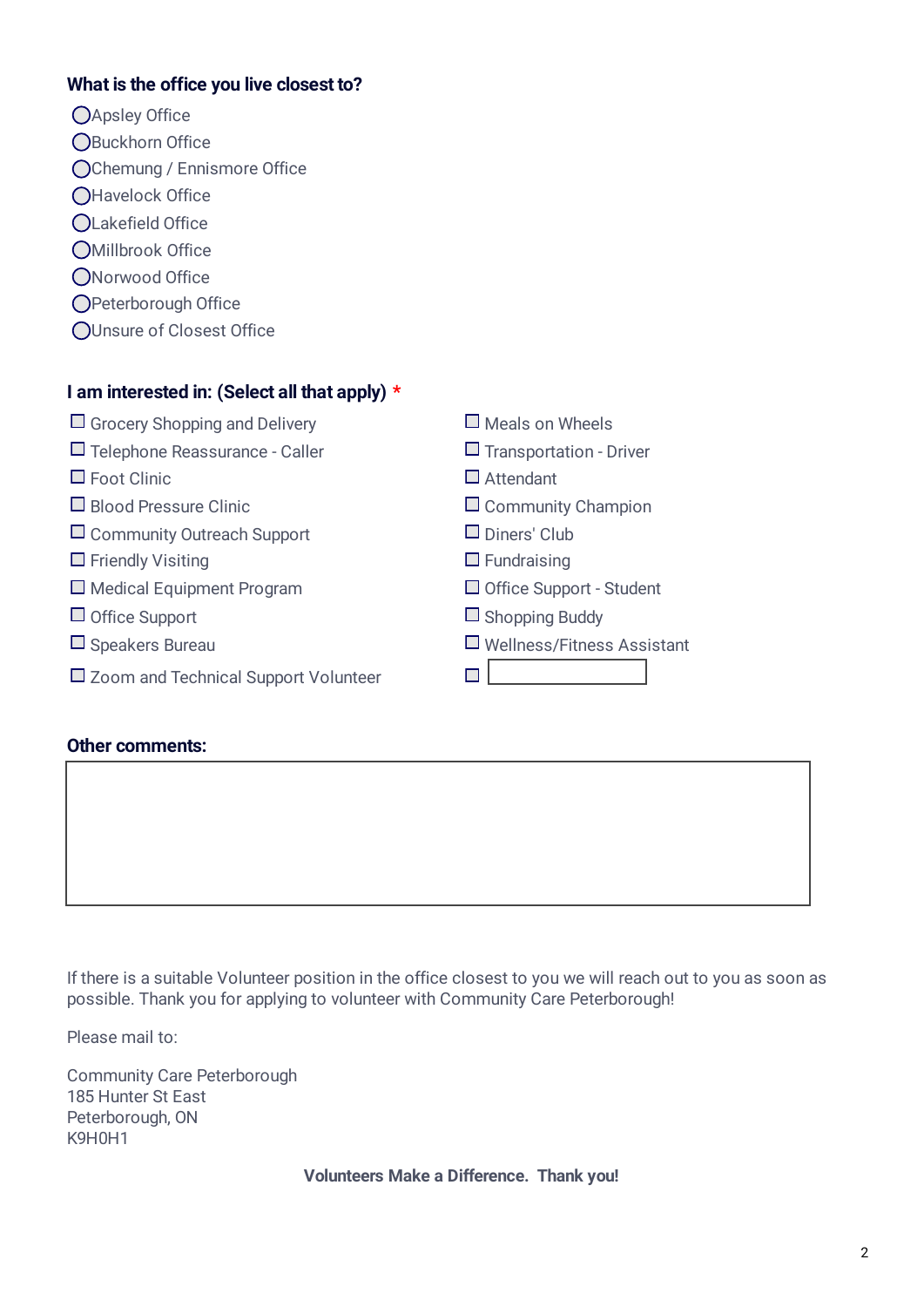**What is the office you live closest to?**

- ◯ Apsley Office
- ◯ Buckhorn Office
- ◯ Chemung / Ennismore Office
- ◯ Havelock Office
- ◯ Lakefield Office
- ◯ Millbrook Office
- ◯ Norwood Office
- ◯ Peterborough Office
- ◯ Unsure of Closest Office

**I am interested in: (Select all that apply)** *

- ☐ Grocery Shopping and Delivery
- ☐ Telephone Reassurance - Caller
- ☐ Foot Clinic
- ☐ Blood Pressure Clinic
- ☐ Community Outreach Support
- ☐ Friendly Visiting
- ☐ Medical Equipment Program
- ☐ Office Support
- ☐ Speakers Bureau
- ☐ Zoom and Technical Support Volunteer
- ☐ Meals on Wheels
- ☐ Transportation - Driver
- ☐ Attendant
- ☐ Community Champion
- ☐ Diners' Club
- ☐ Fundraising
- ☐ Office Support - Student
- ☐ Shopping Buddy
- ☐ Wellness/Fitness Assistant
- ☐ ____________

**Other comments:**

&nbsp;

If there is a suitable Volunteer position in the office closest to you we will reach out to you as soon as possible. Thank you for applying to volunteer with Community Care Peterborough!

Please mail to:

Community Care Peterborough
185 Hunter St East
Peterborough, ON
K9H0H1

**Volunteers Make a Difference. Thank you!**